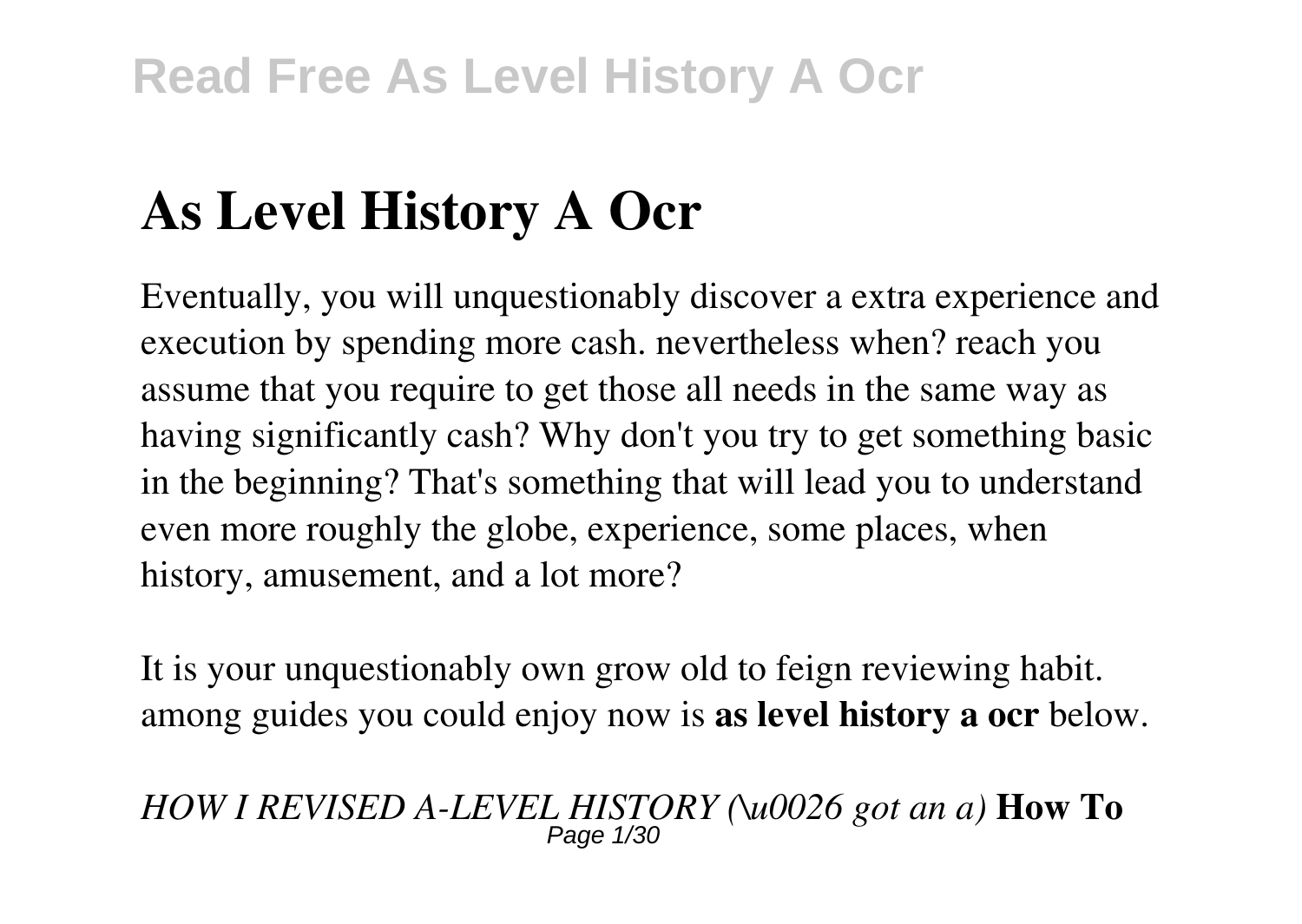# As Level History A Ocr

Eventually, you will unquestionably discover a extra experience and execution by spending more cash. nevertheless when? reach you assume that you require to get those all needs in the same way as having significantly cash? Why don't you try to get something basic in the beginning? That's something that will lead you to understand even more roughly the globe, experience, some places, when history, amusement, and a lot more?

It is your unquestionably own grow old to feign reviewing habit. among guides you could enjoy now is **as level history a ocr** below.

*HOW I REVISED A-LEVEL HISTORY (\u0026 got an a)* **How To**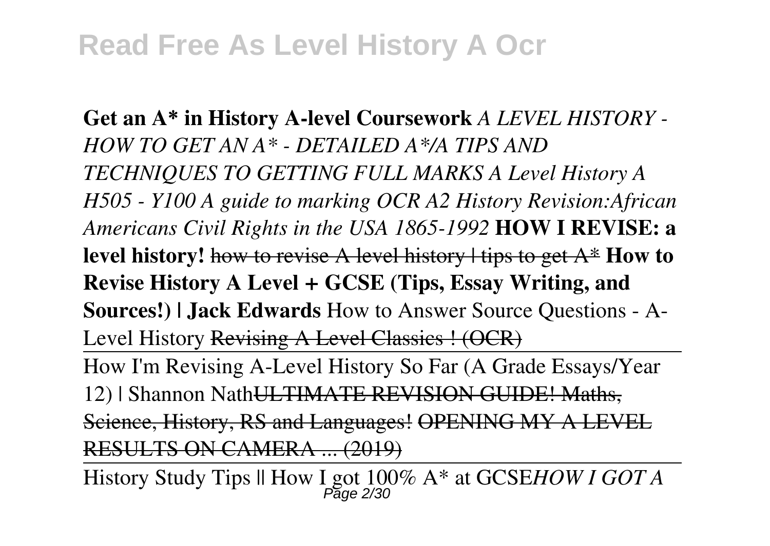**Get an A* in History A-level Coursework** *A LEVEL HISTORY - HOW TO GET AN A* - DETAILED A*/A TIPS AND TECHNIQUES TO GETTING FULL MARKS A Level History A H505 - Y100 A guide to marking OCR A2 History Revision:African Americans Civil Rights in the USA 1865-1992* **HOW I REVISE: a level history!** ~~how to revise A level history | tips to get A*~~ **How to Revise History A Level + GCSE (Tips, Essay Writing, and Sources!) | Jack Edwards** How to Answer Source Questions - A-Level History ~~Revising A Level Classics ! (OCR)~~

How I'm Revising A-Level History So Far (A Grade Essays/Year 12) | Shannon Nath~~ULTIMATE REVISION GUIDE! Maths, Science, History, RS and Languages!~~ ~~OPENING MY A LEVEL RESULTS ON CAMERA ... (2019)~~

History Study Tips || How I got 100% A* at GCSE*HOW I GOT A*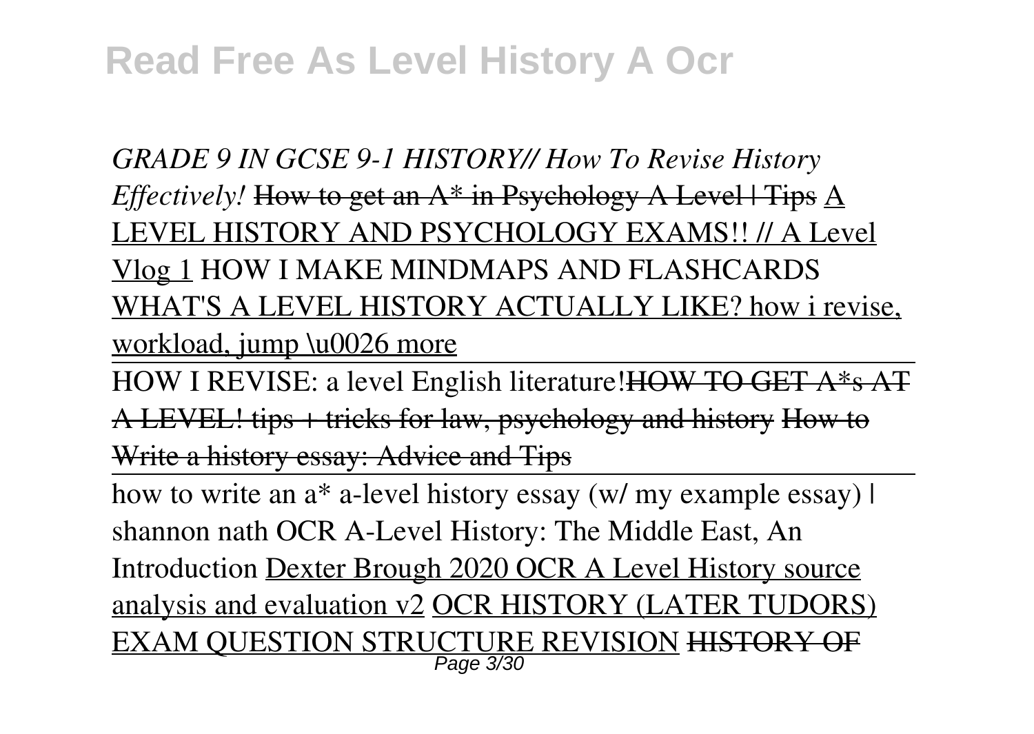*GRADE 9 IN GCSE 9-1 HISTORY// How To Revise History Effectively!* ~~How to get an A* in Psychology A Level | Tips~~ A LEVEL HISTORY AND PSYCHOLOGY EXAMS!! // A Level Vlog 1 HOW I MAKE MINDMAPS AND FLASHCARDS WHAT'S A LEVEL HISTORY ACTUALLY LIKE? how i revise, workload, jump \u0026 more

HOW I REVISE: a level English literature!~~HOW TO GET A*s AT A LEVEL! tips + tricks for law, psychology and history~~ ~~How to Write a history essay: Advice and Tips~~

how to write an a* a-level history essay (w/ my example essay) | shannon nath OCR A-Level History: The Middle East, An Introduction Dexter Brough 2020 OCR A Level History source analysis and evaluation v2 OCR HISTORY (LATER TUDORS) EXAM QUESTION STRUCTURE REVISION ~~HISTORY OF~~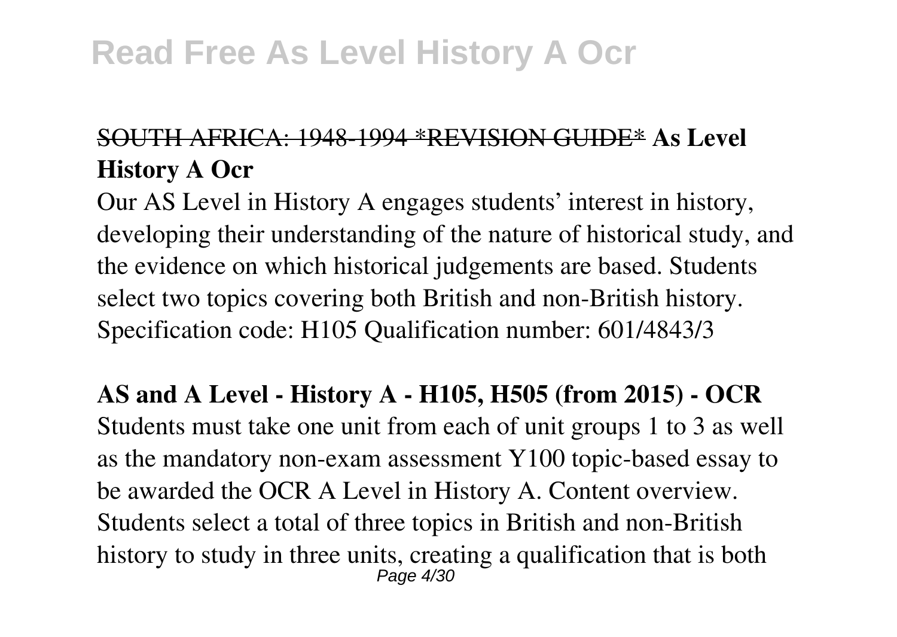SOUTH AFRICA: 1948-1994 *REVISION GUIDE* **As Level History A Ocr**

Our AS Level in History A engages students' interest in history, developing their understanding of the nature of historical study, and the evidence on which historical judgements are based. Students select two topics covering both British and non-British history. Specification code: H105 Qualification number: 601/4843/3

**AS and A Level - History A - H105, H505 (from 2015) - OCR**

Students must take one unit from each of unit groups 1 to 3 as well as the mandatory non-exam assessment Y100 topic-based essay to be awarded the OCR A Level in History A. Content overview. Students select a total of three topics in British and non-British history to study in three units, creating a qualification that is both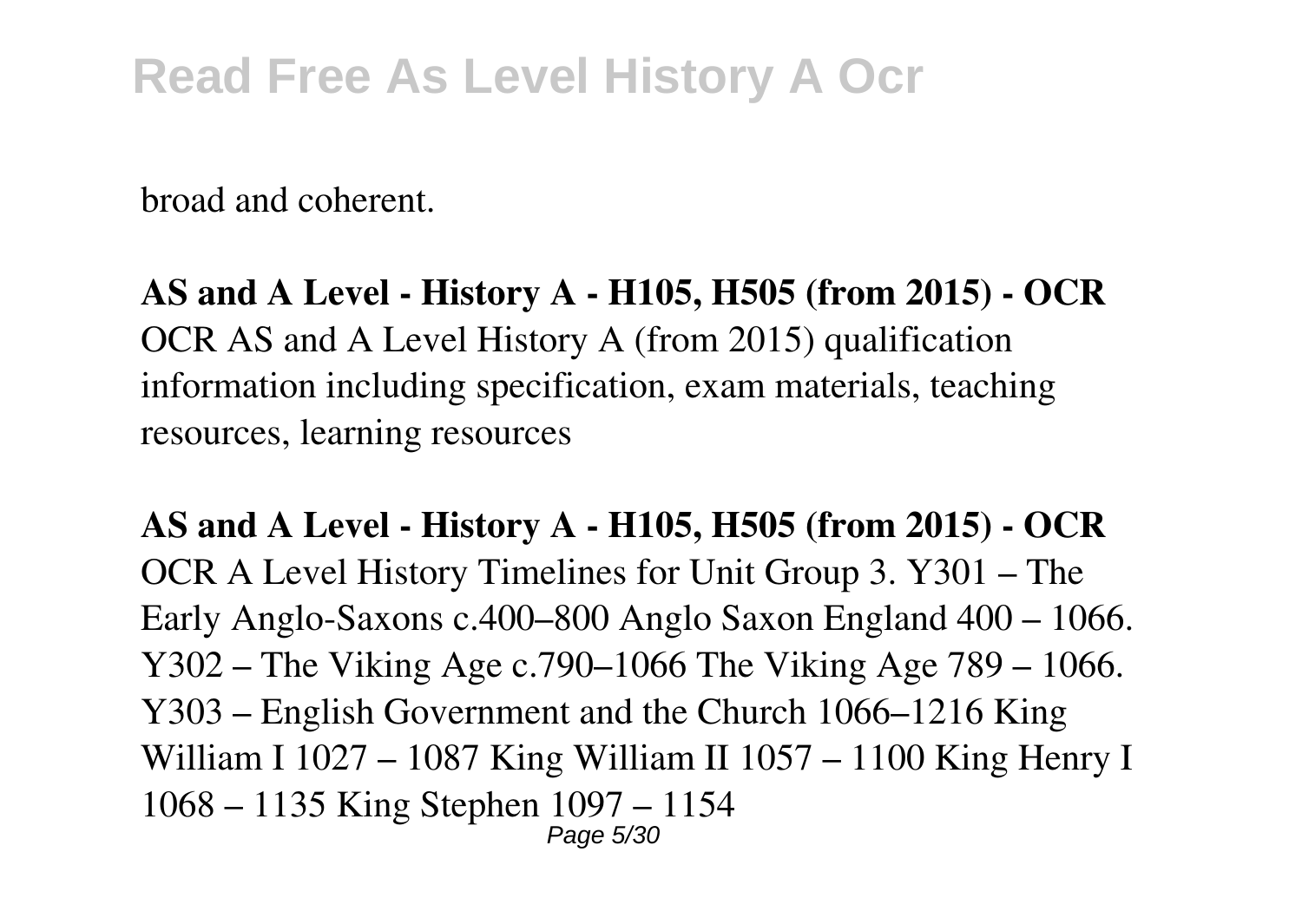broad and coherent.

**AS and A Level - History A - H105, H505 (from 2015) - OCR**
OCR AS and A Level History A (from 2015) qualification information including specification, exam materials, teaching resources, learning resources

**AS and A Level - History A - H105, H505 (from 2015) - OCR**
OCR A Level History Timelines for Unit Group 3. Y301 – The Early Anglo-Saxons c.400–800 Anglo Saxon England 400 – 1066. Y302 – The Viking Age c.790–1066 The Viking Age 789 – 1066. Y303 – English Government and the Church 1066–1216 King William I 1027 – 1087 King William II 1057 – 1100 King Henry I 1068 – 1135 King Stephen 1097 – 1154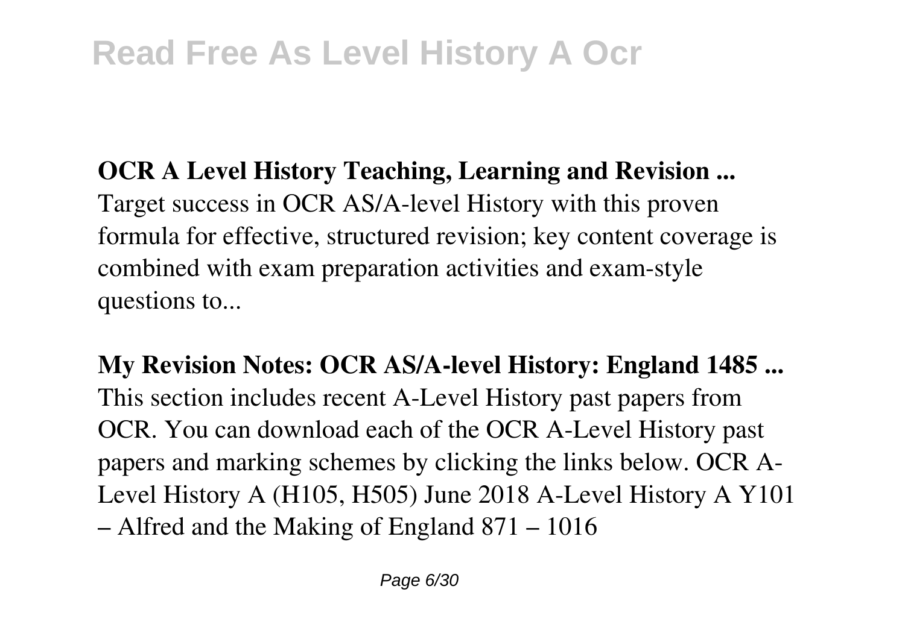**OCR A Level History Teaching, Learning and Revision ...**
Target success in OCR AS/A-level History with this proven formula for effective, structured revision; key content coverage is combined with exam preparation activities and exam-style questions to...

**My Revision Notes: OCR AS/A-level History: England 1485 ...**
This section includes recent A-Level History past papers from OCR. You can download each of the OCR A-Level History past papers and marking schemes by clicking the links below. OCR A-Level History A (H105, H505) June 2018 A-Level History A Y101 – Alfred and the Making of England 871 – 1016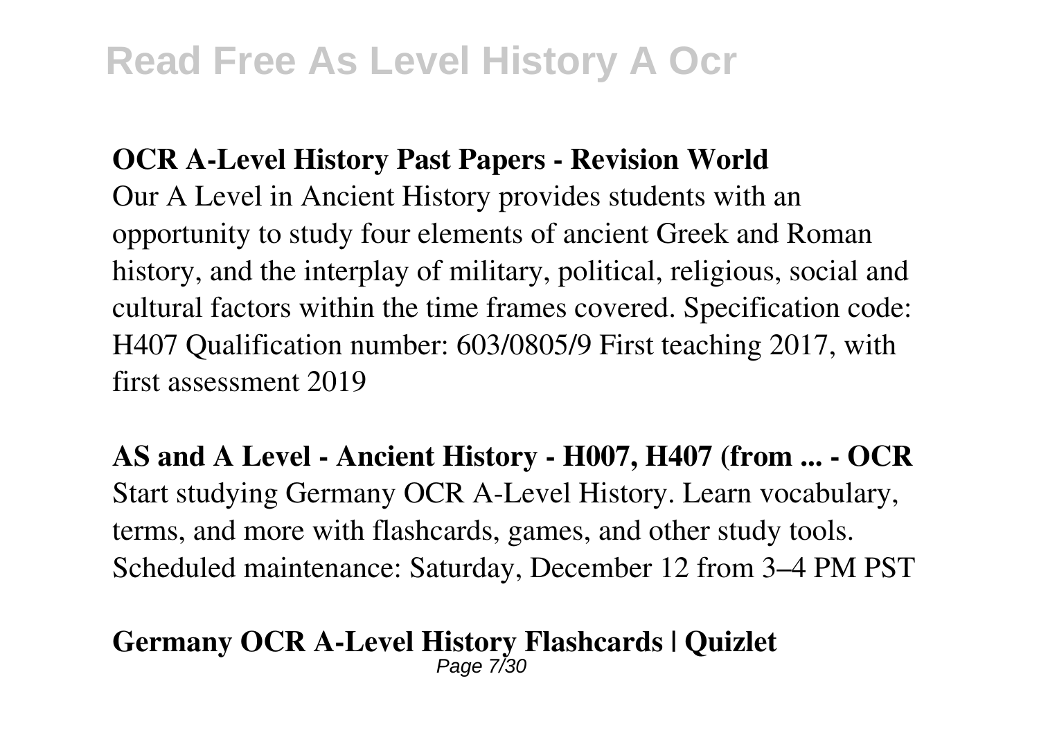**OCR A-Level History Past Papers - Revision World**

Our A Level in Ancient History provides students with an opportunity to study four elements of ancient Greek and Roman history, and the interplay of military, political, religious, social and cultural factors within the time frames covered. Specification code: H407 Qualification number: 603/0805/9 First teaching 2017, with first assessment 2019

**AS and A Level - Ancient History - H007, H407 (from ... - OCR**

Start studying Germany OCR A-Level History. Learn vocabulary, terms, and more with flashcards, games, and other study tools. Scheduled maintenance: Saturday, December 12 from 3–4 PM PST

**Germany OCR A-Level History Flashcards | Quizlet**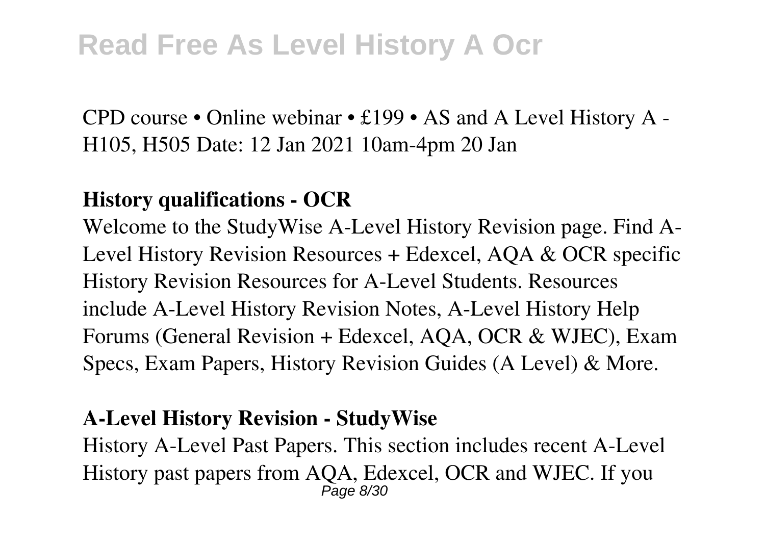CPD course • Online webinar • £199 • AS and A Level History A - H105, H505 Date: 12 Jan 2021 10am-4pm 20 Jan

**History qualifications - OCR**

Welcome to the StudyWise A-Level History Revision page. Find A-Level History Revision Resources + Edexcel, AQA & OCR specific History Revision Resources for A-Level Students. Resources include A-Level History Revision Notes, A-Level History Help Forums (General Revision + Edexcel, AQA, OCR & WJEC), Exam Specs, Exam Papers, History Revision Guides (A Level) & More.

**A-Level History Revision - StudyWise**

History A-Level Past Papers. This section includes recent A-Level History past papers from AQA, Edexcel, OCR and WJEC. If you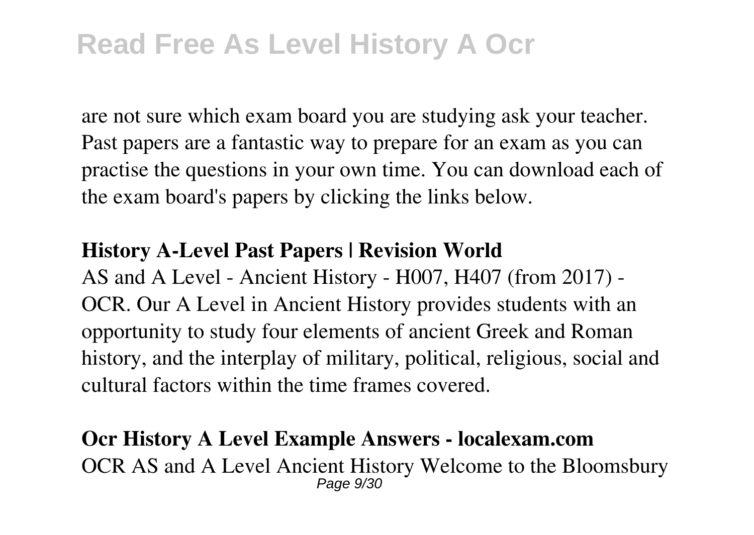are not sure which exam board you are studying ask your teacher. Past papers are a fantastic way to prepare for an exam as you can practise the questions in your own time. You can download each of the exam board's papers by clicking the links below.

**History A-Level Past Papers | Revision World**

AS and A Level - Ancient History - H007, H407 (from 2017) - OCR. Our A Level in Ancient History provides students with an opportunity to study four elements of ancient Greek and Roman history, and the interplay of military, political, religious, social and cultural factors within the time frames covered.

**Ocr History A Level Example Answers - localexam.com**

OCR AS and A Level Ancient History Welcome to the Bloomsbury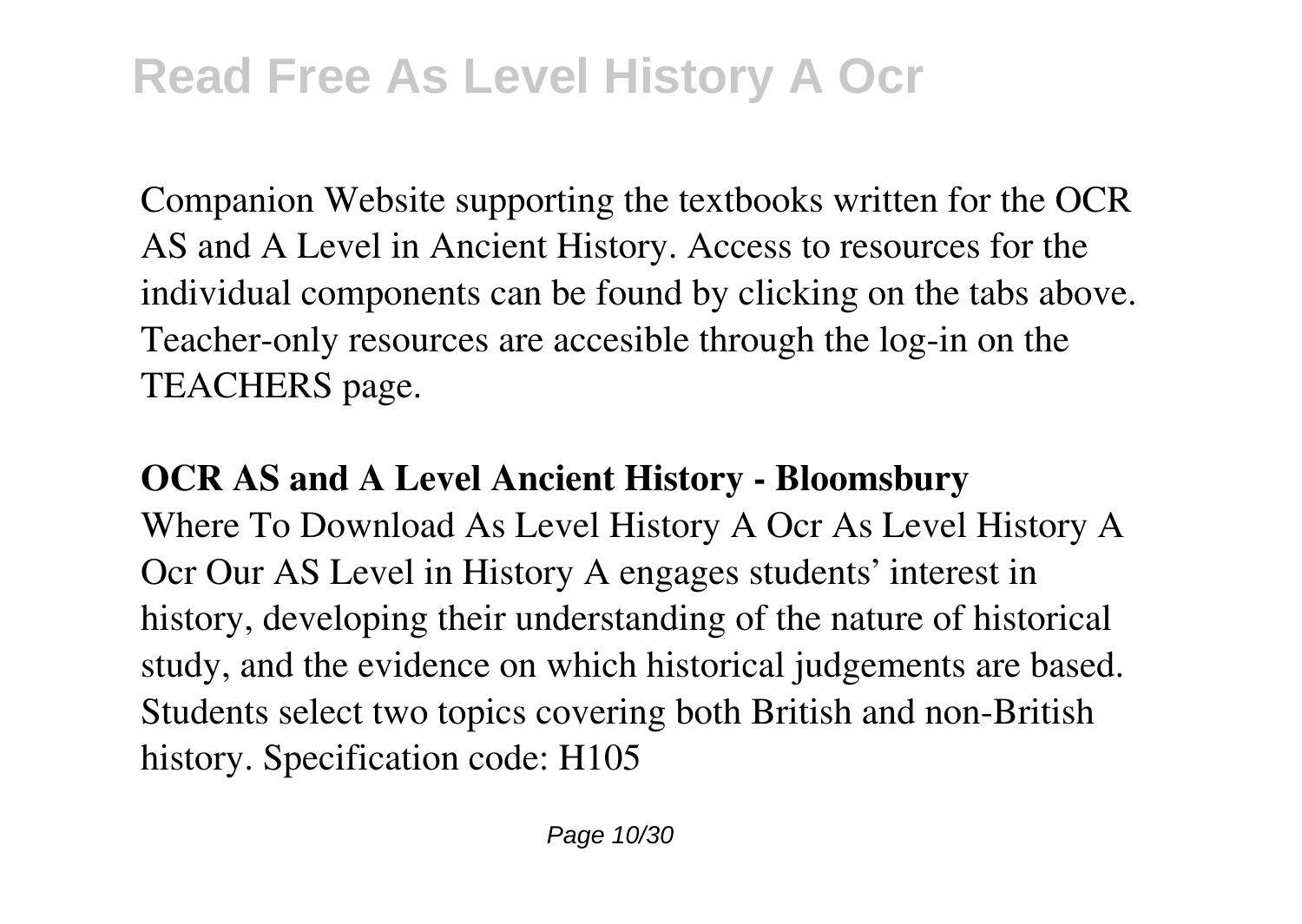Companion Website supporting the textbooks written for the OCR AS and A Level in Ancient History. Access to resources for the individual components can be found by clicking on the tabs above. Teacher-only resources are accesible through the log-in on the TEACHERS page.

**OCR AS and A Level Ancient History - Bloomsbury**

Where To Download As Level History A Ocr As Level History A Ocr Our AS Level in History A engages students' interest in history, developing their understanding of the nature of historical study, and the evidence on which historical judgements are based. Students select two topics covering both British and non-British history. Specification code: H105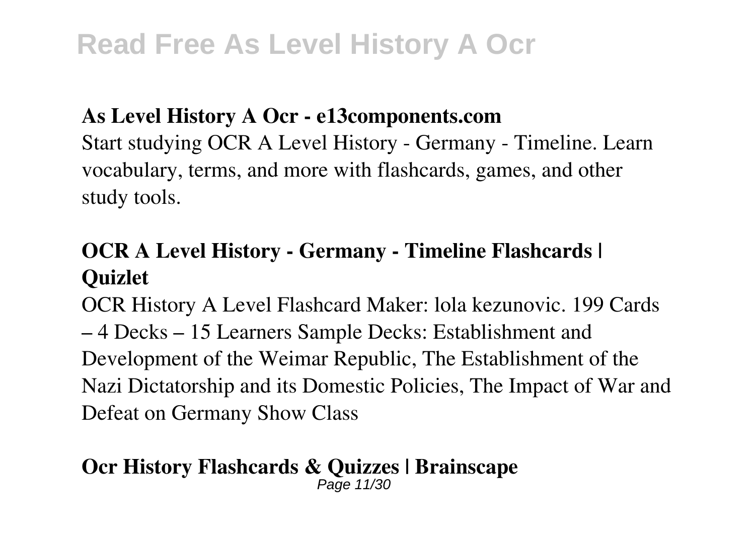**As Level History A Ocr - e13components.com**

Start studying OCR A Level History - Germany - Timeline. Learn vocabulary, terms, and more with flashcards, games, and other study tools.

**OCR A Level History - Germany - Timeline Flashcards | Quizlet**

OCR History A Level Flashcard Maker: lola kezunovic. 199 Cards – 4 Decks – 15 Learners Sample Decks: Establishment and Development of the Weimar Republic, The Establishment of the Nazi Dictatorship and its Domestic Policies, The Impact of War and Defeat on Germany Show Class

**Ocr History Flashcards & Quizzes | Brainscape**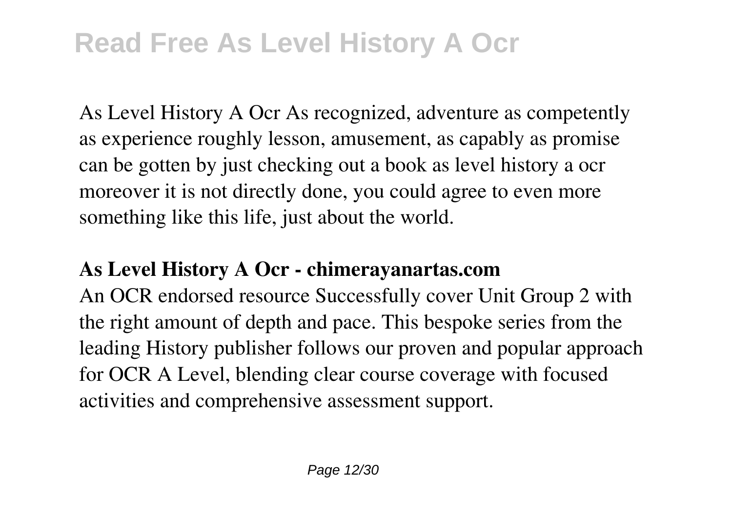As Level History A Ocr As recognized, adventure as competently as experience roughly lesson, amusement, as capably as promise can be gotten by just checking out a book as level history a ocr moreover it is not directly done, you could agree to even more something like this life, just about the world.

## As Level History A Ocr - chimerayanartas.com

An OCR endorsed resource Successfully cover Unit Group 2 with the right amount of depth and pace. This bespoke series from the leading History publisher follows our proven and popular approach for OCR A Level, blending clear course coverage with focused activities and comprehensive assessment support.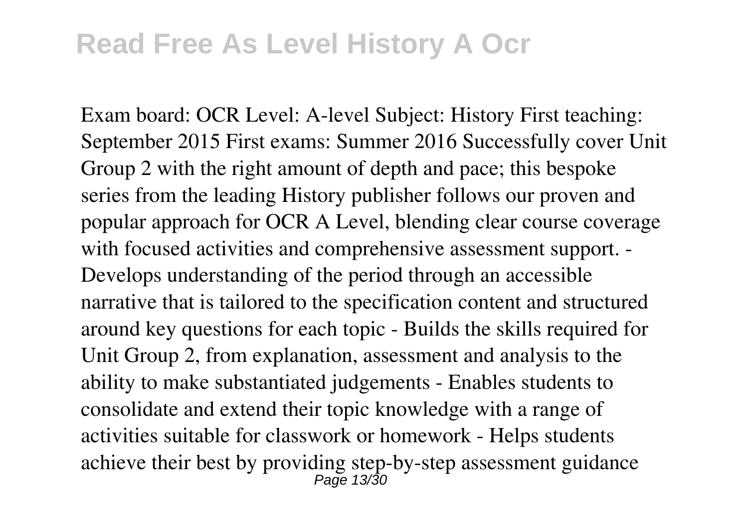Exam board: OCR Level: A-level Subject: History First teaching: September 2015 First exams: Summer 2016 Successfully cover Unit Group 2 with the right amount of depth and pace; this bespoke series from the leading History publisher follows our proven and popular approach for OCR A Level, blending clear course coverage with focused activities and comprehensive assessment support. - Develops understanding of the period through an accessible narrative that is tailored to the specification content and structured around key questions for each topic - Builds the skills required for Unit Group 2, from explanation, assessment and analysis to the ability to make substantiated judgements - Enables students to consolidate and extend their topic knowledge with a range of activities suitable for classwork or homework - Helps students achieve their best by providing step-by-step assessment guidance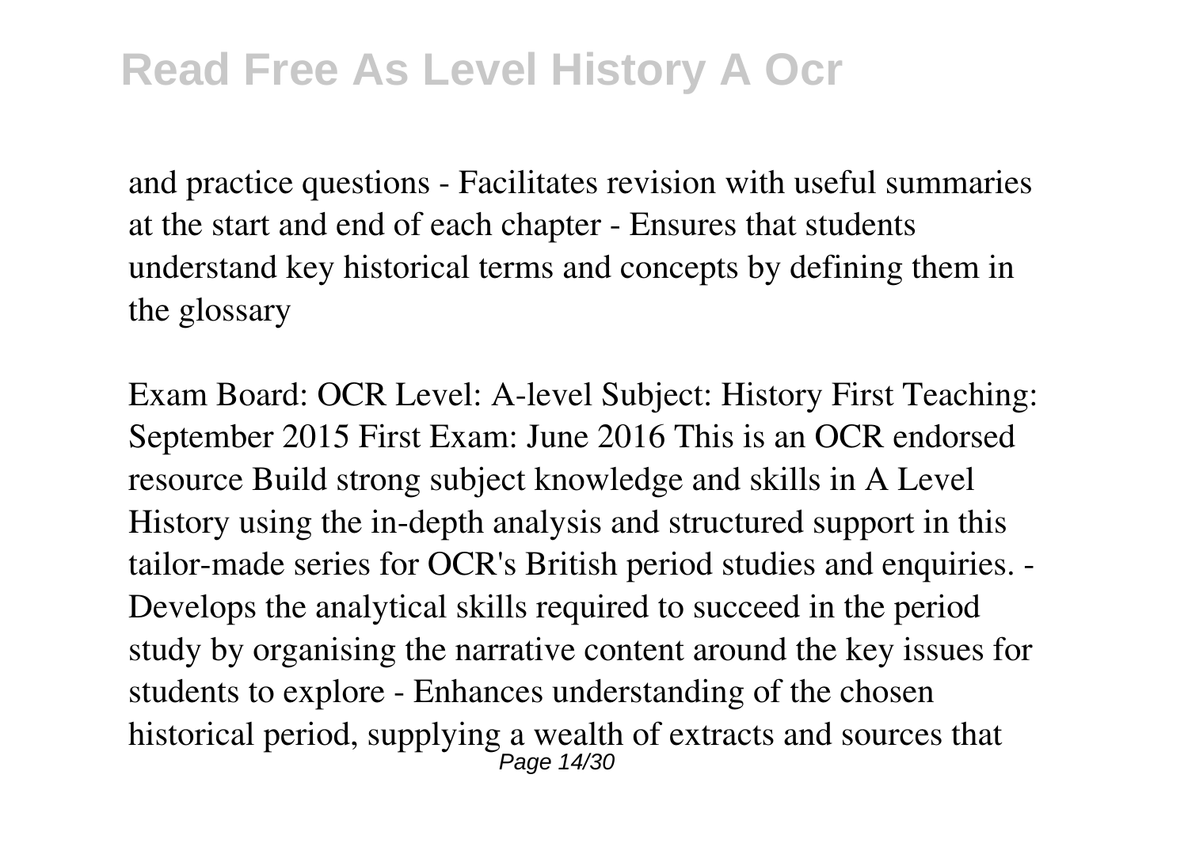and practice questions - Facilitates revision with useful summaries at the start and end of each chapter - Ensures that students understand key historical terms and concepts by defining them in the glossary

Exam Board: OCR Level: A-level Subject: History First Teaching: September 2015 First Exam: June 2016 This is an OCR endorsed resource Build strong subject knowledge and skills in A Level History using the in-depth analysis and structured support in this tailor-made series for OCR's British period studies and enquiries. - Develops the analytical skills required to succeed in the period study by organising the narrative content around the key issues for students to explore - Enhances understanding of the chosen historical period, supplying a wealth of extracts and sources that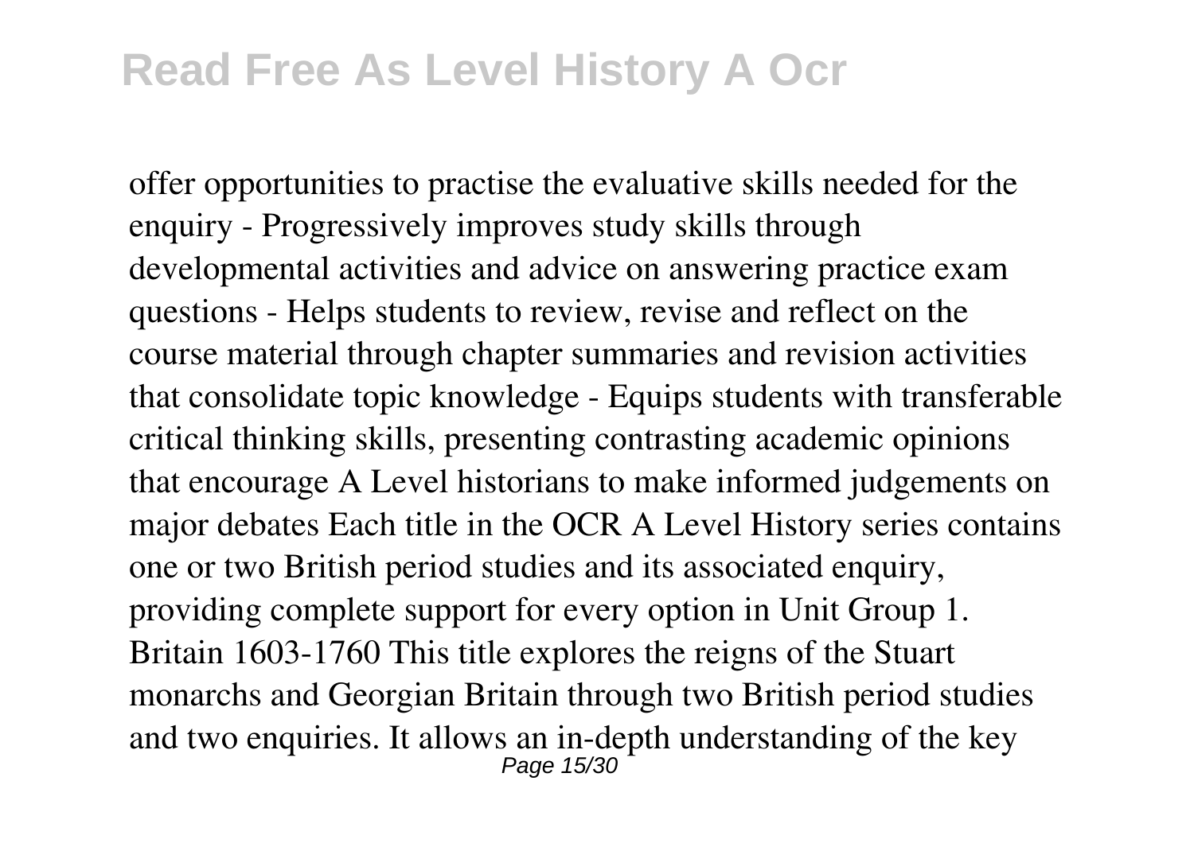offer opportunities to practise the evaluative skills needed for the enquiry - Progressively improves study skills through developmental activities and advice on answering practice exam questions - Helps students to review, revise and reflect on the course material through chapter summaries and revision activities that consolidate topic knowledge - Equips students with transferable critical thinking skills, presenting contrasting academic opinions that encourage A Level historians to make informed judgements on major debates Each title in the OCR A Level History series contains one or two British period studies and its associated enquiry, providing complete support for every option in Unit Group 1. Britain 1603-1760 This title explores the reigns of the Stuart monarchs and Georgian Britain through two British period studies and two enquiries. It allows an in-depth understanding of the key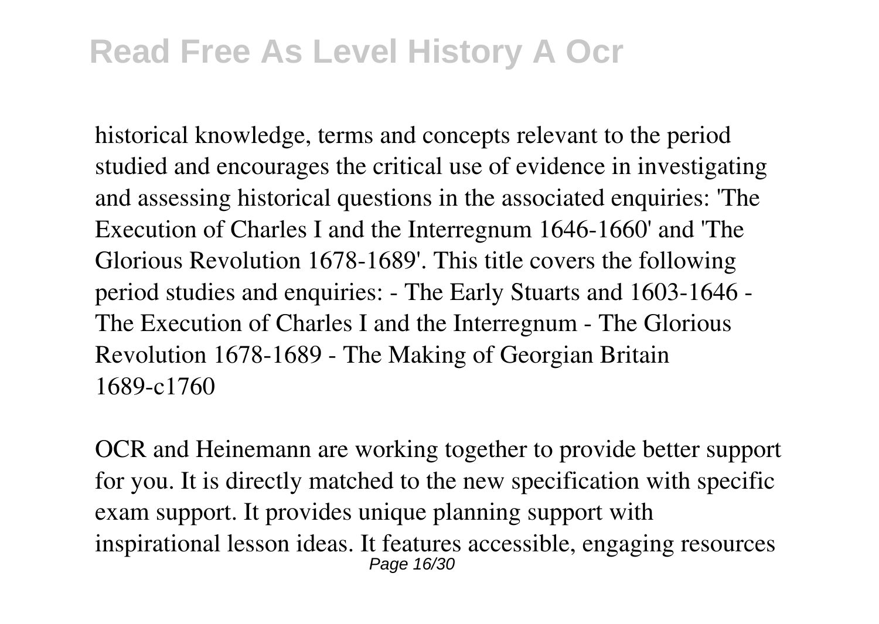historical knowledge, terms and concepts relevant to the period studied and encourages the critical use of evidence in investigating and assessing historical questions in the associated enquiries: 'The Execution of Charles I and the Interregnum 1646-1660' and 'The Glorious Revolution 1678-1689'. This title covers the following period studies and enquiries: - The Early Stuarts and 1603-1646 - The Execution of Charles I and the Interregnum - The Glorious Revolution 1678-1689 - The Making of Georgian Britain 1689-c1760

OCR and Heinemann are working together to provide better support for you. It is directly matched to the new specification with specific exam support. It provides unique planning support with inspirational lesson ideas. It features accessible, engaging resources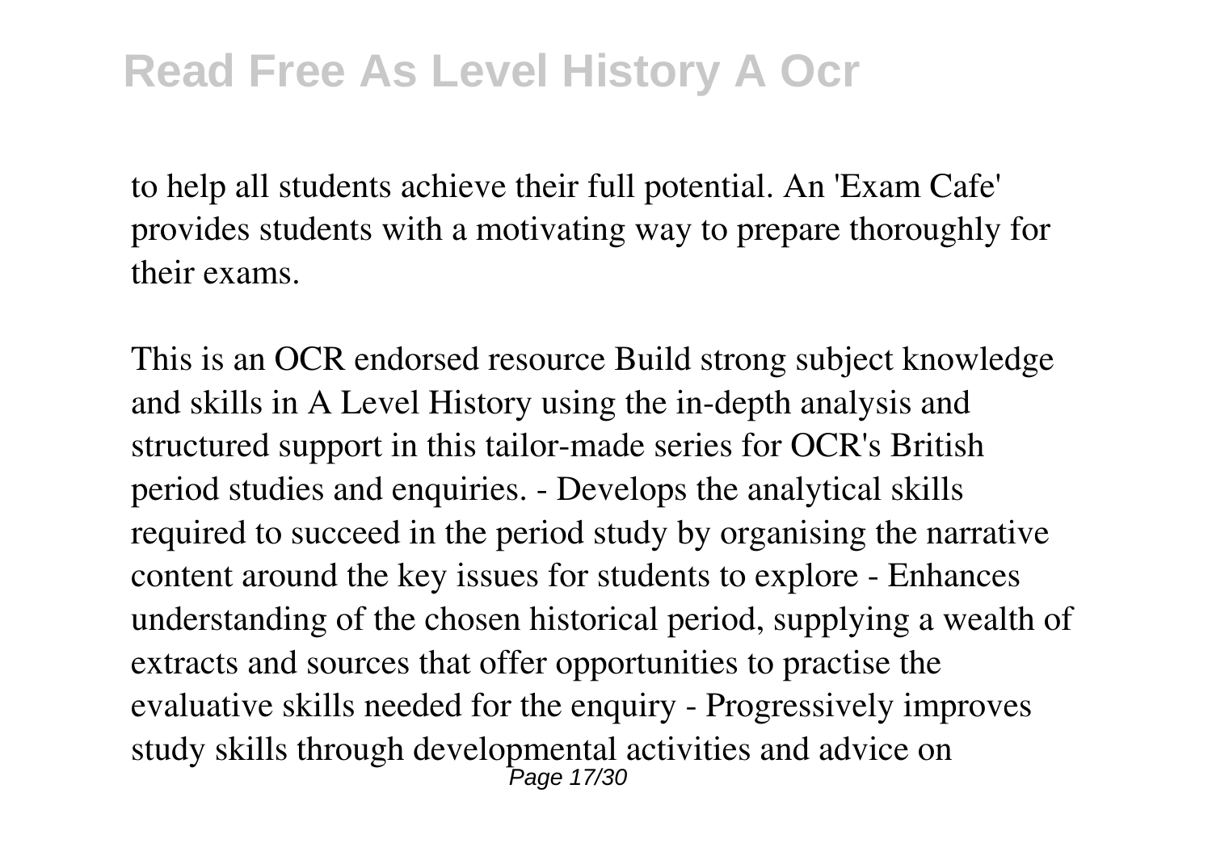to help all students achieve their full potential. An 'Exam Cafe' provides students with a motivating way to prepare thoroughly for their exams.

This is an OCR endorsed resource Build strong subject knowledge and skills in A Level History using the in-depth analysis and structured support in this tailor-made series for OCR's British period studies and enquiries. - Develops the analytical skills required to succeed in the period study by organising the narrative content around the key issues for students to explore - Enhances understanding of the chosen historical period, supplying a wealth of extracts and sources that offer opportunities to practise the evaluative skills needed for the enquiry - Progressively improves study skills through developmental activities and advice on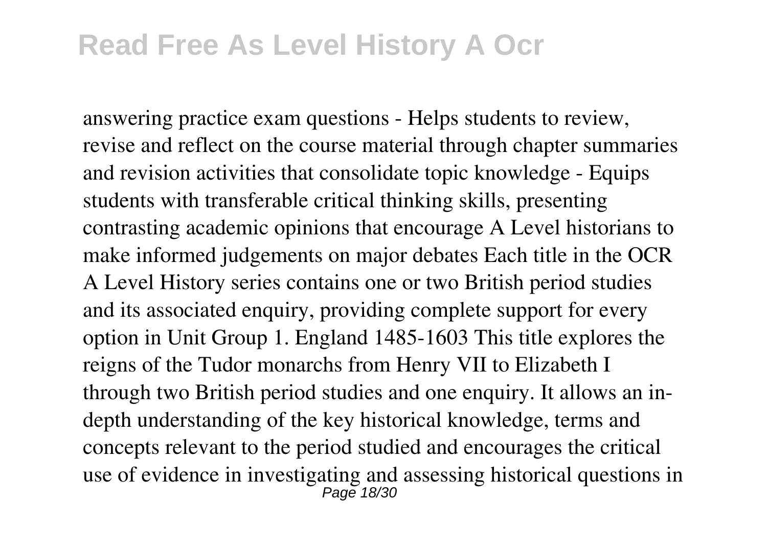answering practice exam questions - Helps students to review, revise and reflect on the course material through chapter summaries and revision activities that consolidate topic knowledge - Equips students with transferable critical thinking skills, presenting contrasting academic opinions that encourage A Level historians to make informed judgements on major debates Each title in the OCR A Level History series contains one or two British period studies and its associated enquiry, providing complete support for every option in Unit Group 1. England 1485-1603 This title explores the reigns of the Tudor monarchs from Henry VII to Elizabeth I through two British period studies and one enquiry. It allows an in-depth understanding of the key historical knowledge, terms and concepts relevant to the period studied and encourages the critical use of evidence in investigating and assessing historical questions in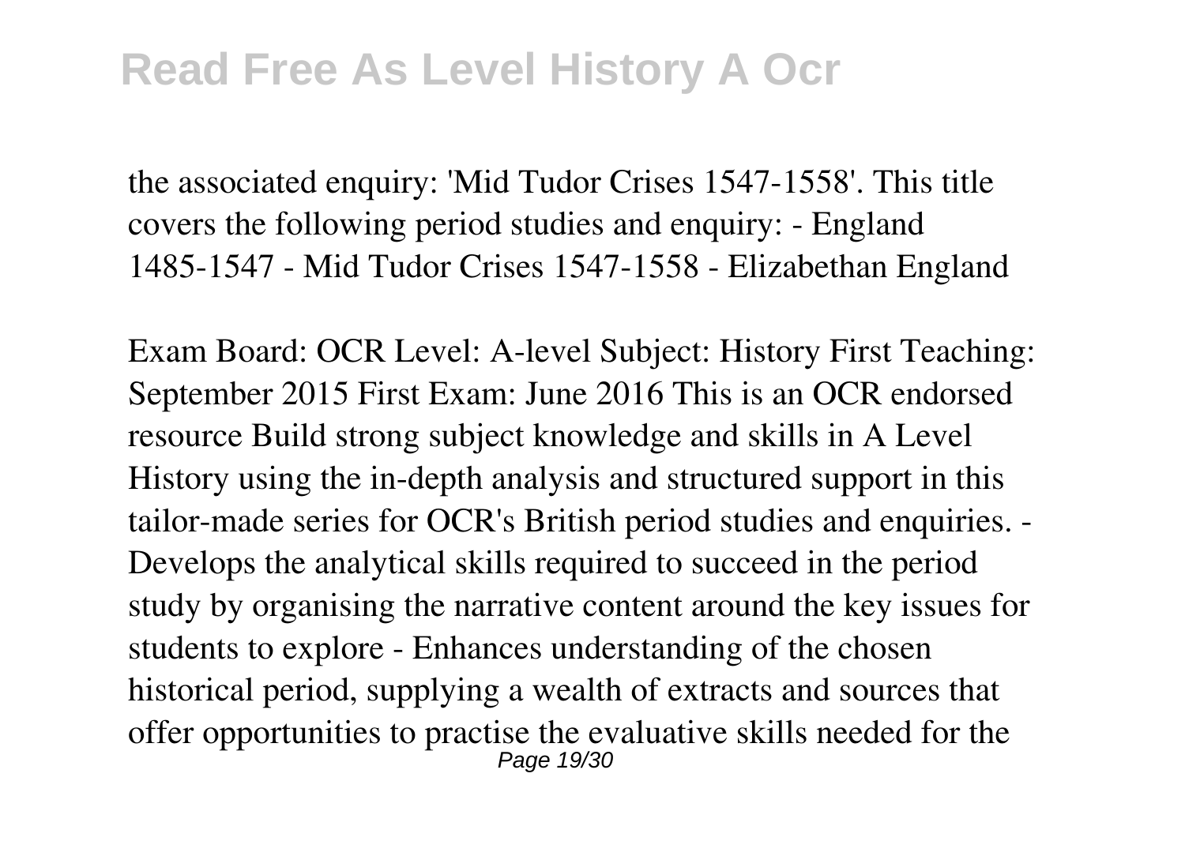the associated enquiry: 'Mid Tudor Crises 1547-1558'. This title covers the following period studies and enquiry: - England 1485-1547 - Mid Tudor Crises 1547-1558 - Elizabethan England

Exam Board: OCR Level: A-level Subject: History First Teaching: September 2015 First Exam: June 2016 This is an OCR endorsed resource Build strong subject knowledge and skills in A Level History using the in-depth analysis and structured support in this tailor-made series for OCR's British period studies and enquiries. - Develops the analytical skills required to succeed in the period study by organising the narrative content around the key issues for students to explore - Enhances understanding of the chosen historical period, supplying a wealth of extracts and sources that offer opportunities to practise the evaluative skills needed for the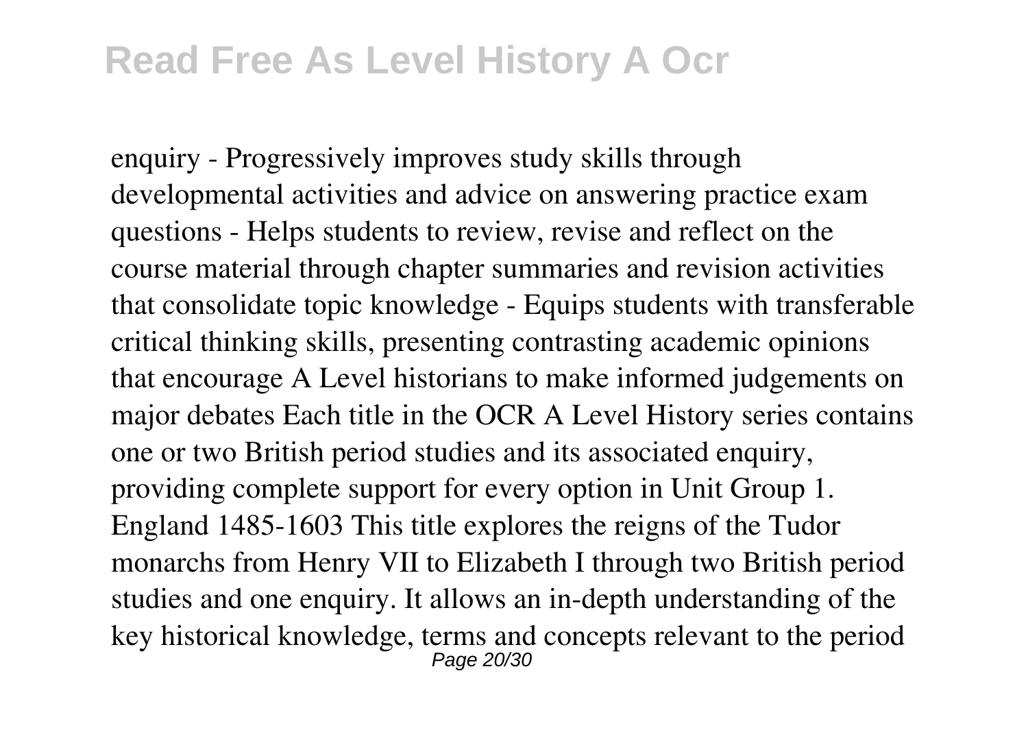enquiry - Progressively improves study skills through developmental activities and advice on answering practice exam questions - Helps students to review, revise and reflect on the course material through chapter summaries and revision activities that consolidate topic knowledge - Equips students with transferable critical thinking skills, presenting contrasting academic opinions that encourage A Level historians to make informed judgements on major debates Each title in the OCR A Level History series contains one or two British period studies and its associated enquiry, providing complete support for every option in Unit Group 1. England 1485-1603 This title explores the reigns of the Tudor monarchs from Henry VII to Elizabeth I through two British period studies and one enquiry. It allows an in-depth understanding of the key historical knowledge, terms and concepts relevant to the period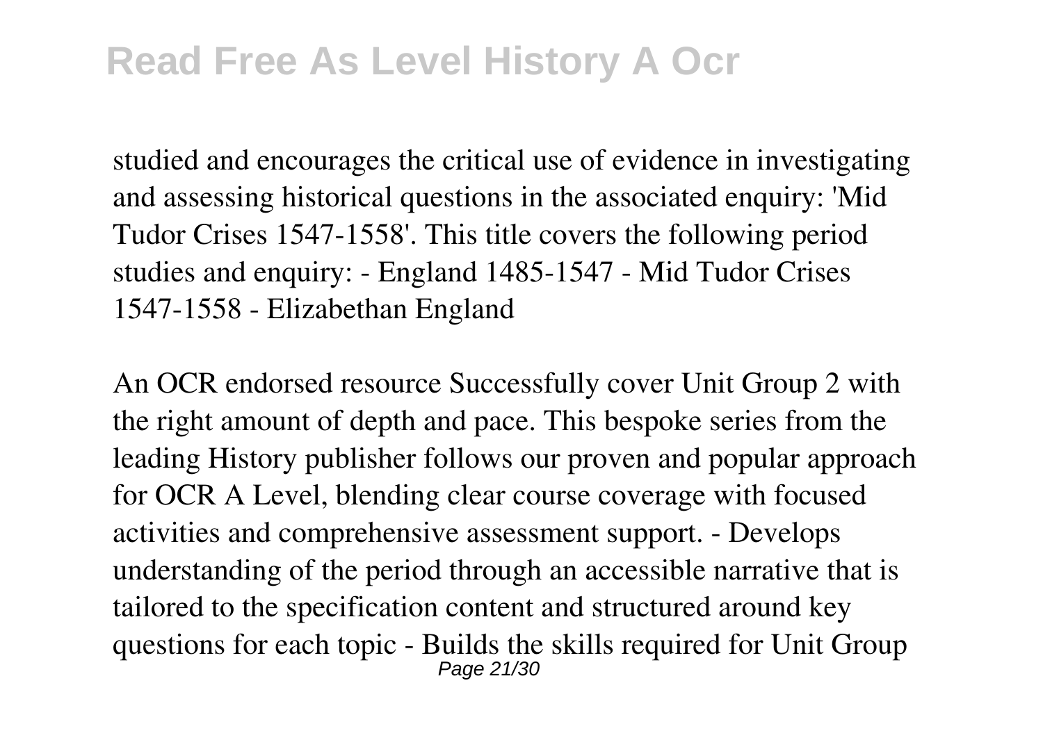studied and encourages the critical use of evidence in investigating and assessing historical questions in the associated enquiry: 'Mid Tudor Crises 1547-1558'. This title covers the following period studies and enquiry: - England 1485-1547 - Mid Tudor Crises 1547-1558 - Elizabethan England

An OCR endorsed resource Successfully cover Unit Group 2 with the right amount of depth and pace. This bespoke series from the leading History publisher follows our proven and popular approach for OCR A Level, blending clear course coverage with focused activities and comprehensive assessment support. - Develops understanding of the period through an accessible narrative that is tailored to the specification content and structured around key questions for each topic - Builds the skills required for Unit Group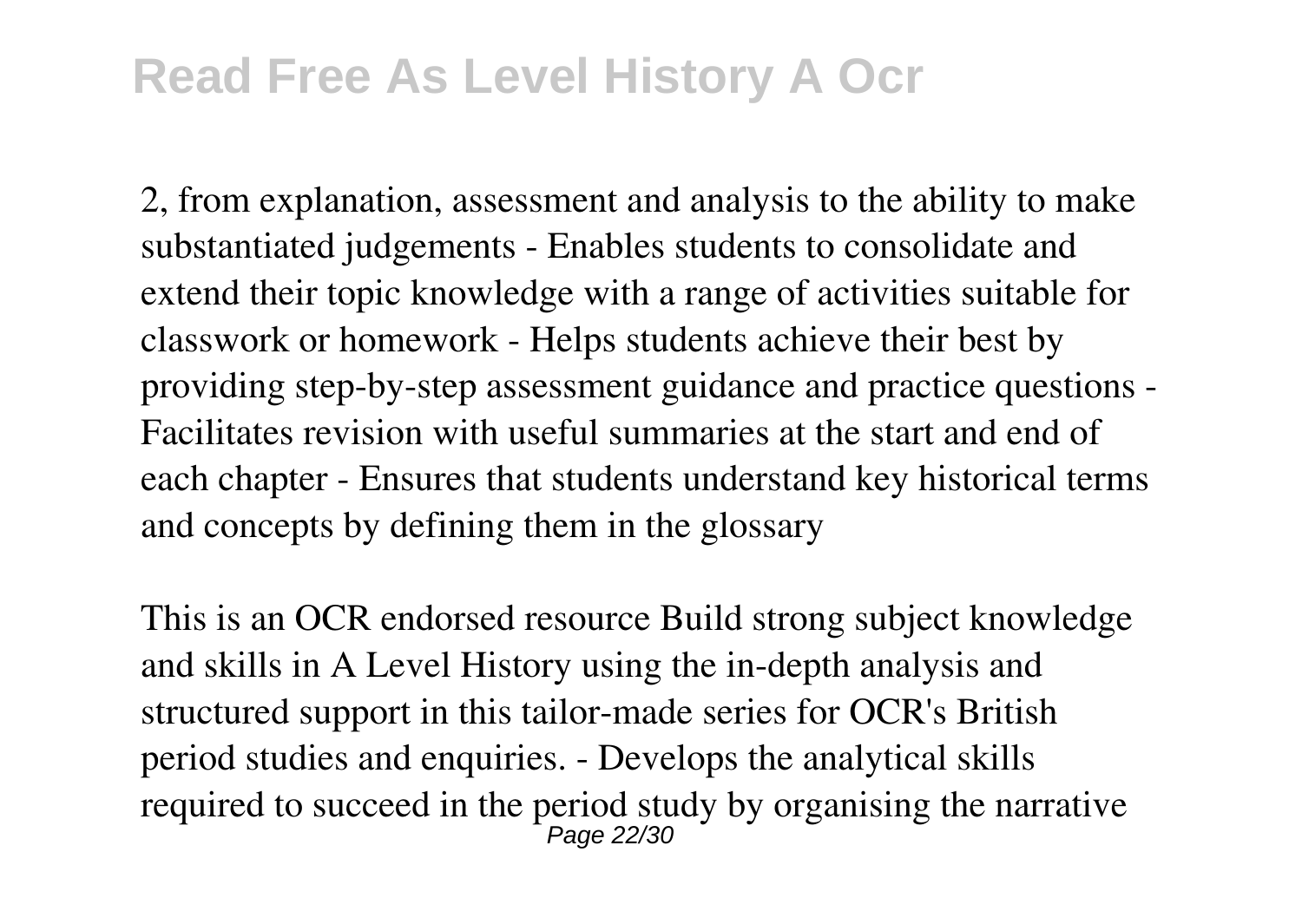2, from explanation, assessment and analysis to the ability to make substantiated judgements - Enables students to consolidate and extend their topic knowledge with a range of activities suitable for classwork or homework - Helps students achieve their best by providing step-by-step assessment guidance and practice questions - Facilitates revision with useful summaries at the start and end of each chapter - Ensures that students understand key historical terms and concepts by defining them in the glossary

This is an OCR endorsed resource Build strong subject knowledge and skills in A Level History using the in-depth analysis and structured support in this tailor-made series for OCR's British period studies and enquiries. - Develops the analytical skills required to succeed in the period study by organising the narrative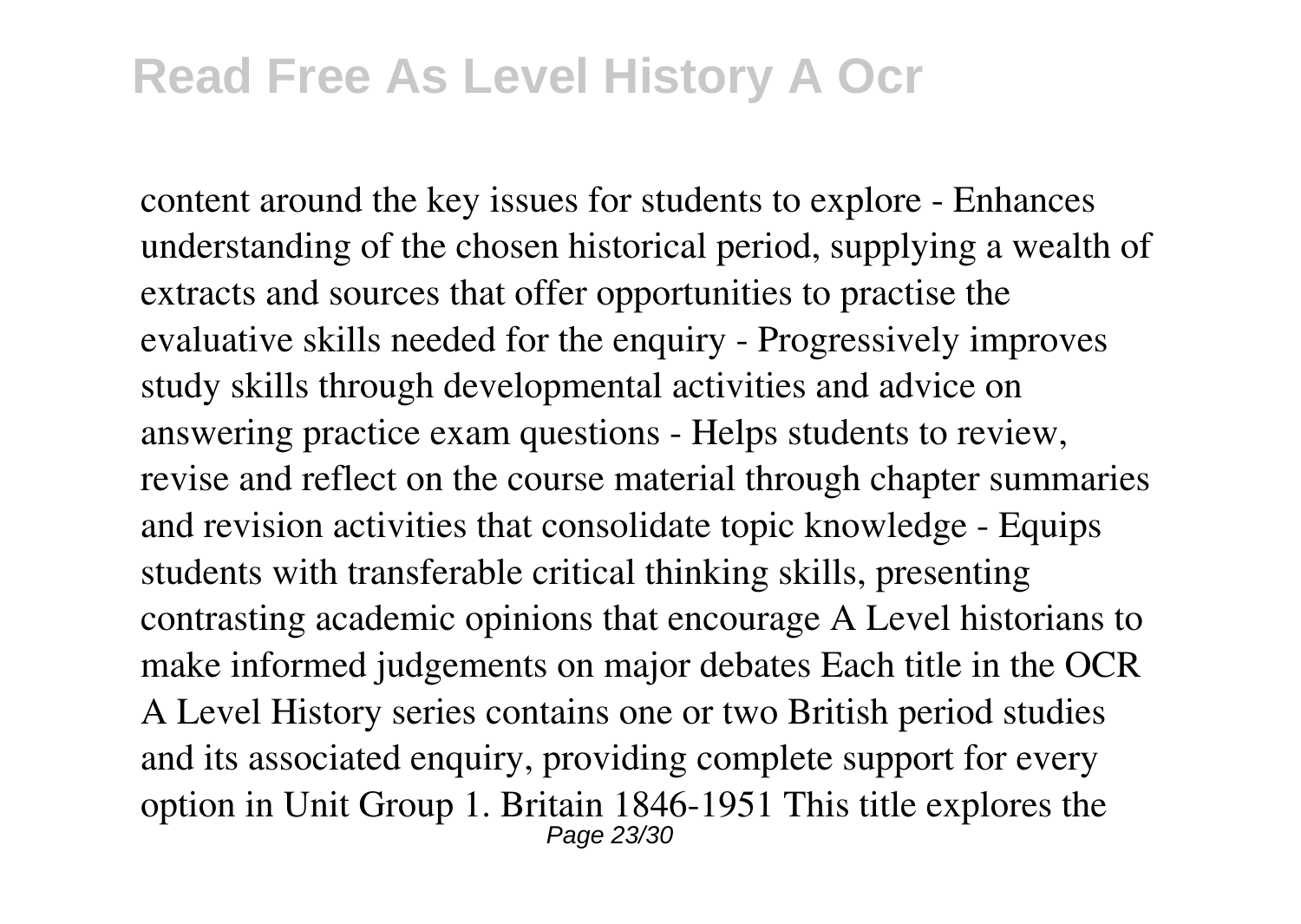content around the key issues for students to explore - Enhances understanding of the chosen historical period, supplying a wealth of extracts and sources that offer opportunities to practise the evaluative skills needed for the enquiry - Progressively improves study skills through developmental activities and advice on answering practice exam questions - Helps students to review, revise and reflect on the course material through chapter summaries and revision activities that consolidate topic knowledge - Equips students with transferable critical thinking skills, presenting contrasting academic opinions that encourage A Level historians to make informed judgements on major debates Each title in the OCR A Level History series contains one or two British period studies and its associated enquiry, providing complete support for every option in Unit Group 1. Britain 1846-1951 This title explores the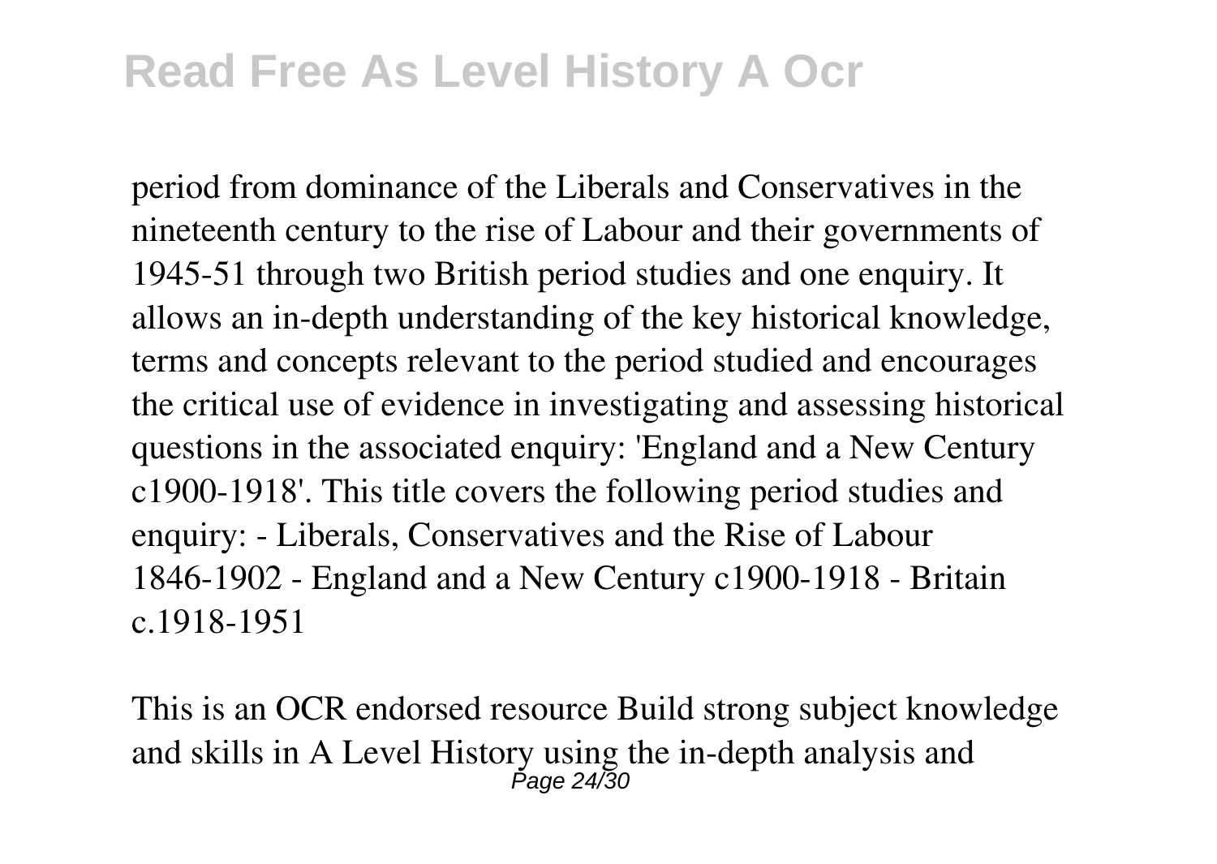period from dominance of the Liberals and Conservatives in the nineteenth century to the rise of Labour and their governments of 1945-51 through two British period studies and one enquiry. It allows an in-depth understanding of the key historical knowledge, terms and concepts relevant to the period studied and encourages the critical use of evidence in investigating and assessing historical questions in the associated enquiry: 'England and a New Century c1900-1918'. This title covers the following period studies and enquiry: - Liberals, Conservatives and the Rise of Labour 1846-1902 - England and a New Century c1900-1918 - Britain c.1918-1951

This is an OCR endorsed resource Build strong subject knowledge and skills in A Level History using the in-depth analysis and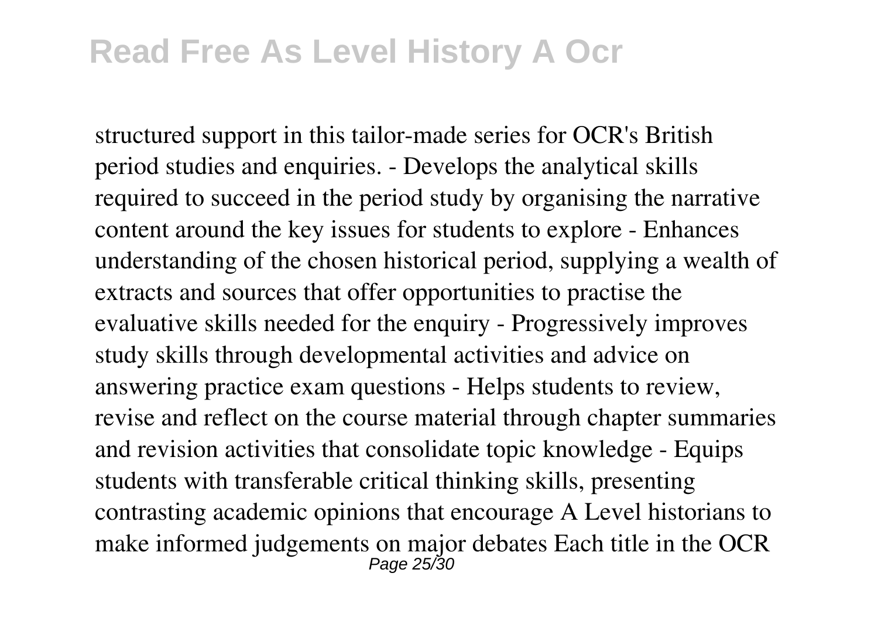structured support in this tailor-made series for OCR's British period studies and enquiries. - Develops the analytical skills required to succeed in the period study by organising the narrative content around the key issues for students to explore - Enhances understanding of the chosen historical period, supplying a wealth of extracts and sources that offer opportunities to practise the evaluative skills needed for the enquiry - Progressively improves study skills through developmental activities and advice on answering practice exam questions - Helps students to review, revise and reflect on the course material through chapter summaries and revision activities that consolidate topic knowledge - Equips students with transferable critical thinking skills, presenting contrasting academic opinions that encourage A Level historians to make informed judgements on major debates Each title in the OCR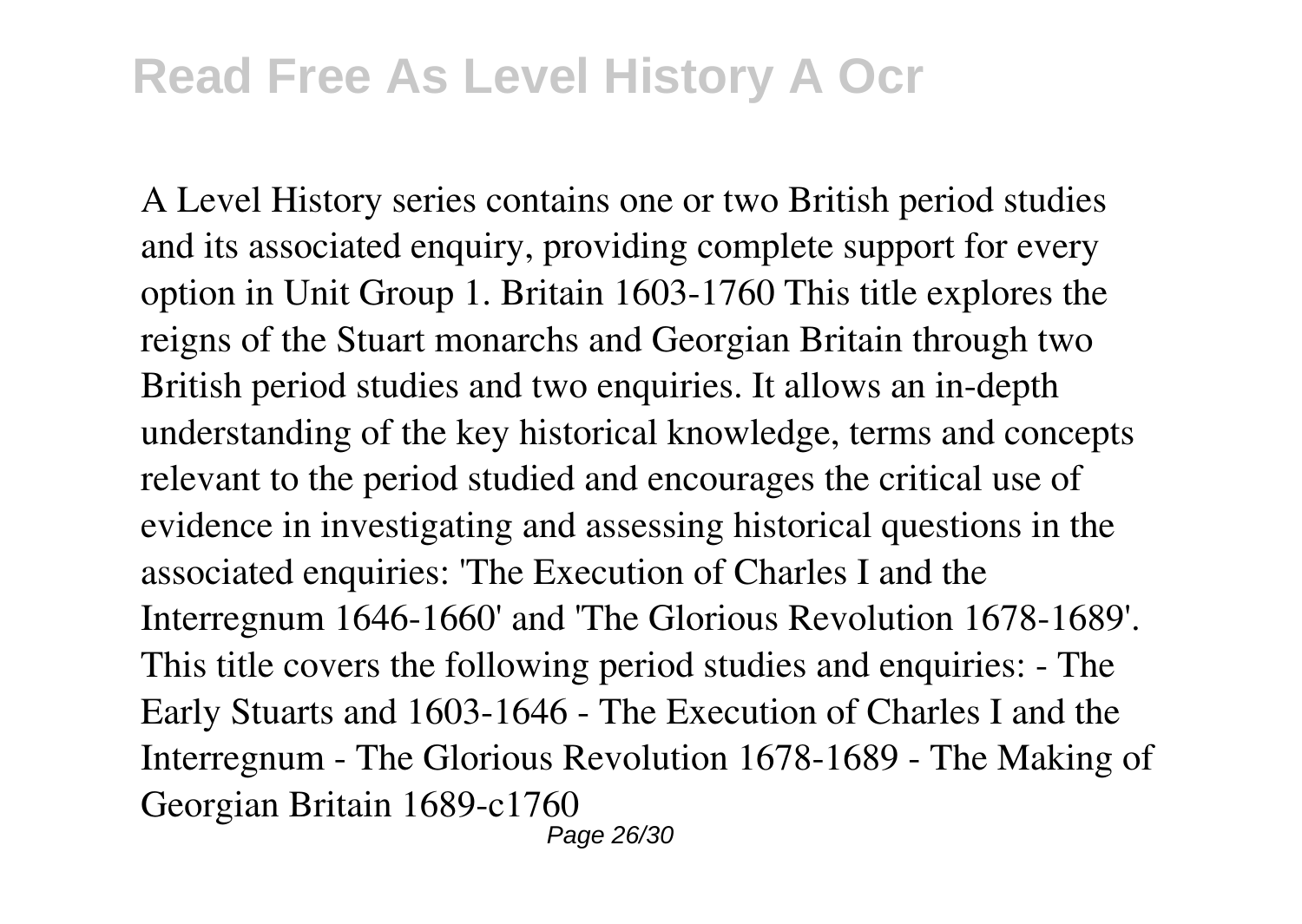A Level History series contains one or two British period studies and its associated enquiry, providing complete support for every option in Unit Group 1. Britain 1603-1760 This title explores the reigns of the Stuart monarchs and Georgian Britain through two British period studies and two enquiries. It allows an in-depth understanding of the key historical knowledge, terms and concepts relevant to the period studied and encourages the critical use of evidence in investigating and assessing historical questions in the associated enquiries: 'The Execution of Charles I and the Interregnum 1646-1660' and 'The Glorious Revolution 1678-1689'. This title covers the following period studies and enquiries: - The Early Stuarts and 1603-1646 - The Execution of Charles I and the Interregnum - The Glorious Revolution 1678-1689 - The Making of Georgian Britain 1689-c1760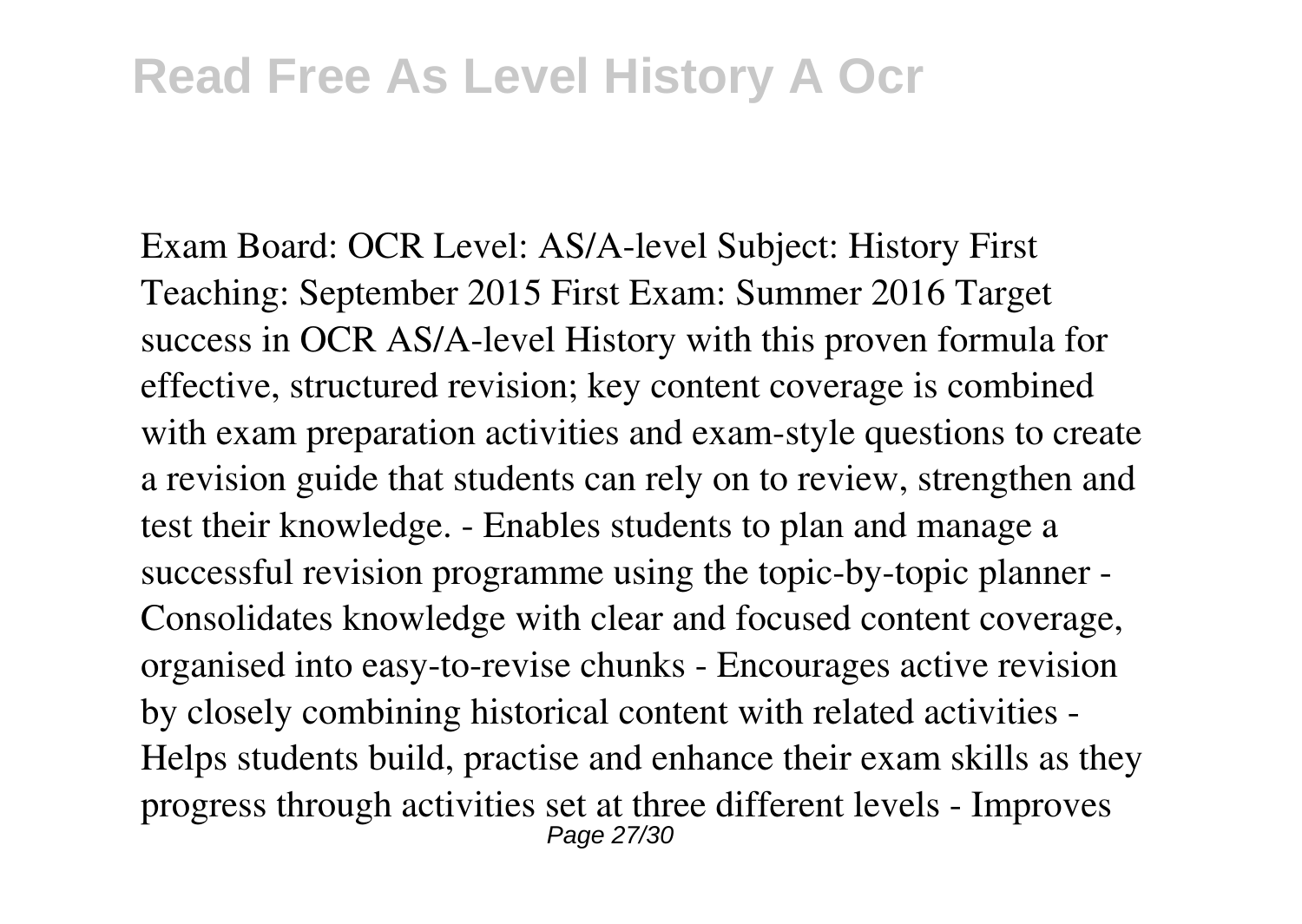Exam Board: OCR Level: AS/A-level Subject: History First Teaching: September 2015 First Exam: Summer 2016 Target success in OCR AS/A-level History with this proven formula for effective, structured revision; key content coverage is combined with exam preparation activities and exam-style questions to create a revision guide that students can rely on to review, strengthen and test their knowledge. - Enables students to plan and manage a successful revision programme using the topic-by-topic planner - Consolidates knowledge with clear and focused content coverage, organised into easy-to-revise chunks - Encourages active revision by closely combining historical content with related activities - Helps students build, practise and enhance their exam skills as they progress through activities set at three different levels - Improves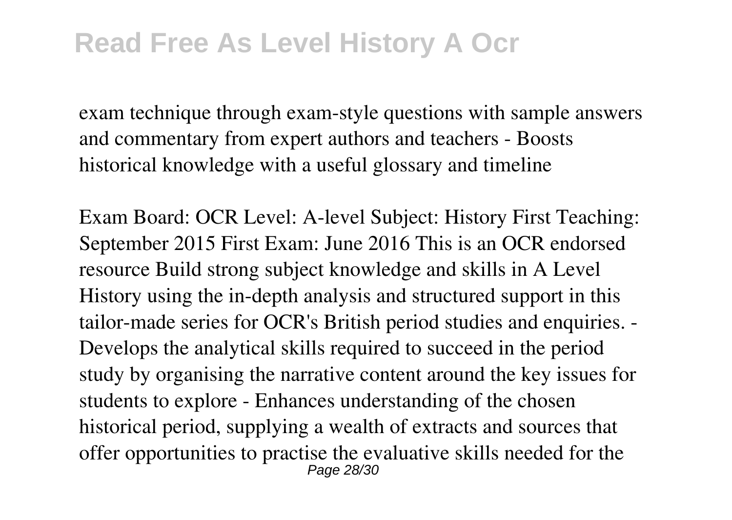exam technique through exam-style questions with sample answers and commentary from expert authors and teachers - Boosts historical knowledge with a useful glossary and timeline

Exam Board: OCR Level: A-level Subject: History First Teaching: September 2015 First Exam: June 2016 This is an OCR endorsed resource Build strong subject knowledge and skills in A Level History using the in-depth analysis and structured support in this tailor-made series for OCR's British period studies and enquiries. - Develops the analytical skills required to succeed in the period study by organising the narrative content around the key issues for students to explore - Enhances understanding of the chosen historical period, supplying a wealth of extracts and sources that offer opportunities to practise the evaluative skills needed for the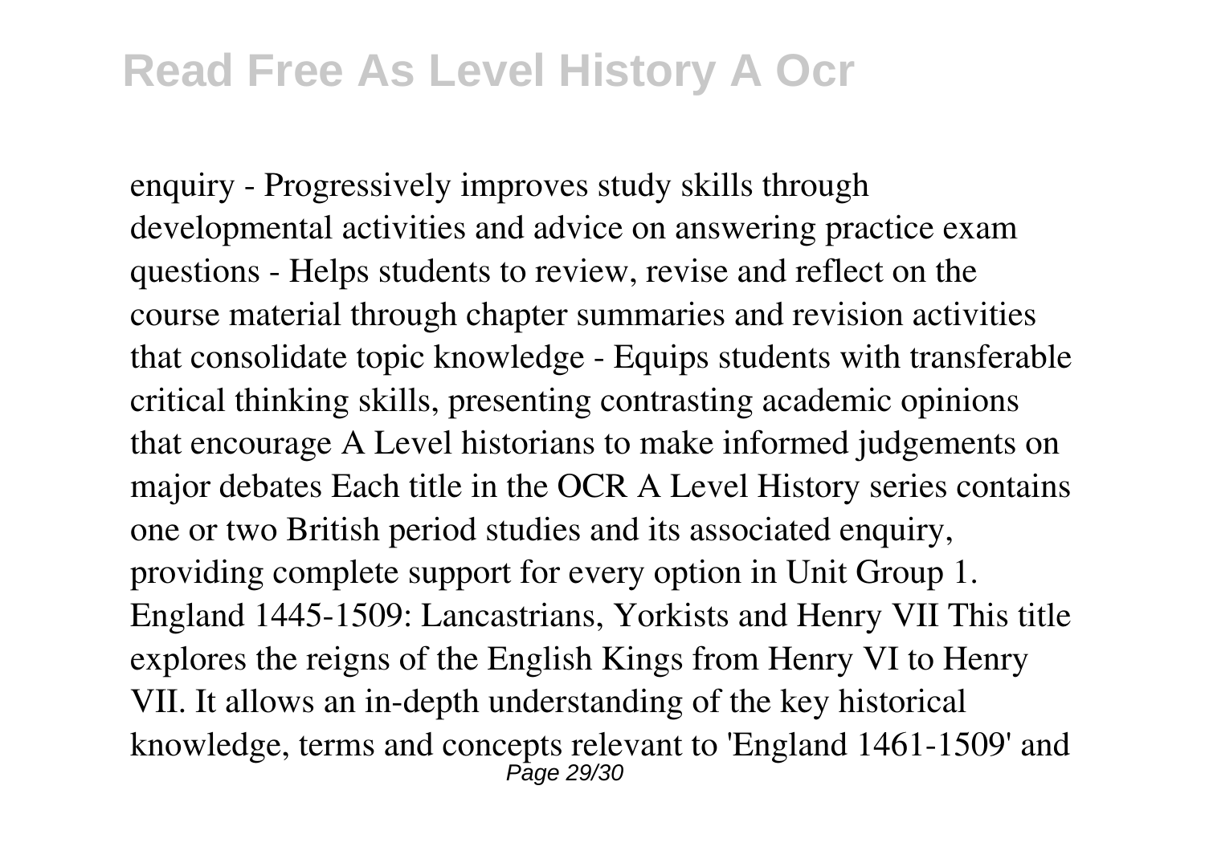enquiry - Progressively improves study skills through developmental activities and advice on answering practice exam questions - Helps students to review, revise and reflect on the course material through chapter summaries and revision activities that consolidate topic knowledge - Equips students with transferable critical thinking skills, presenting contrasting academic opinions that encourage A Level historians to make informed judgements on major debates Each title in the OCR A Level History series contains one or two British period studies and its associated enquiry, providing complete support for every option in Unit Group 1. England 1445-1509: Lancastrians, Yorkists and Henry VII This title explores the reigns of the English Kings from Henry VI to Henry VII. It allows an in-depth understanding of the key historical knowledge, terms and concepts relevant to 'England 1461-1509' and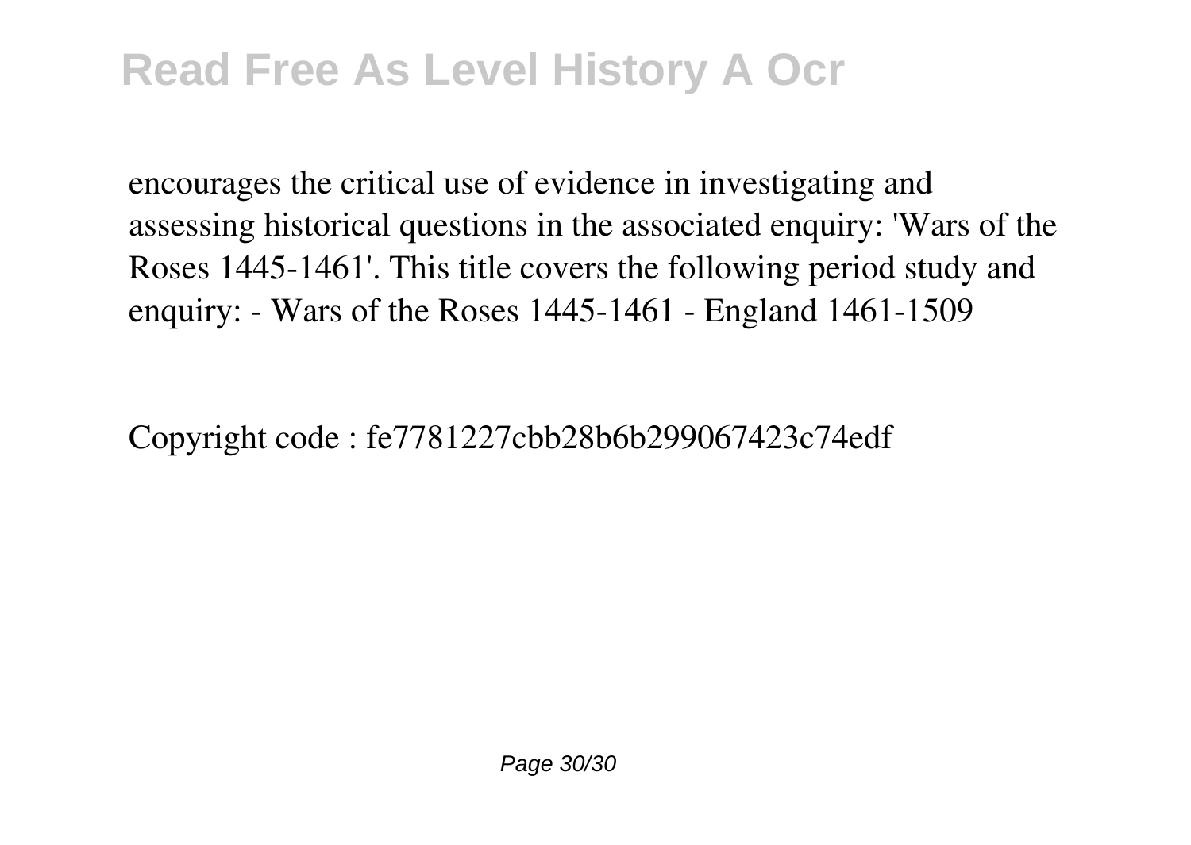encourages the critical use of evidence in investigating and assessing historical questions in the associated enquiry: 'Wars of the Roses 1445-1461'. This title covers the following period study and enquiry: - Wars of the Roses 1445-1461 - England 1461-1509

Copyright code : fe7781227cbb28b6b299067423c74edf